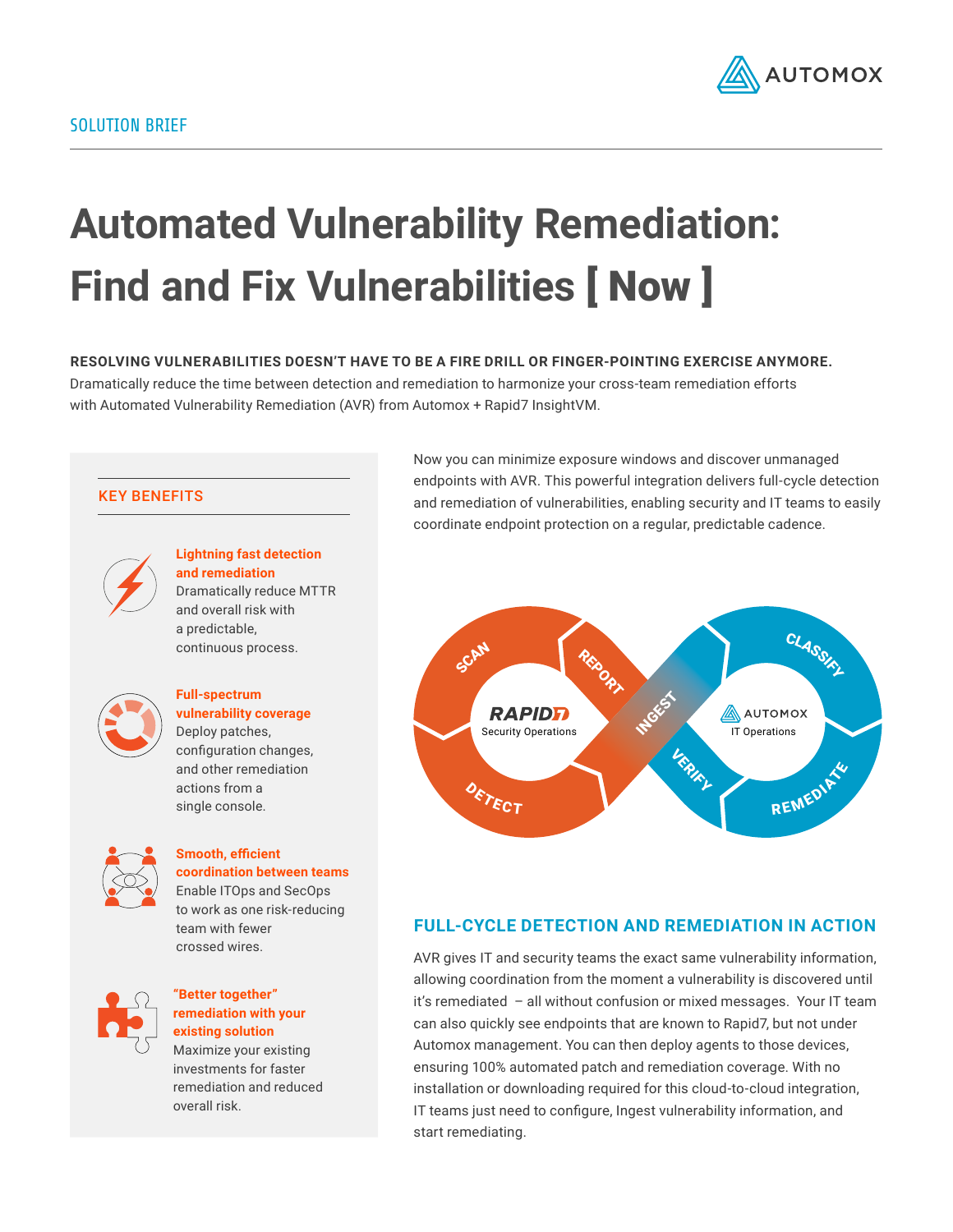SOLUTION BRIEF

# Automated Vulnerability Remediation: Find and Fix Vulnerabilities [ Now ]

**RESOLVING VULNERABILITIES DOESN'T HAVE TO BE A FIRE DRILL OR FINGER-POINTING EXERCISE ANYMORE.**
Dramatically reduce the time between detection and remediation to harmonize your cross-team remediation efforts with Automated Vulnerability Remediation (AVR) from Automox + Rapid7 InsightVM.

## KEY BENEFITS

**Lightning fast detection and remediation**
Dramatically reduce MTTR and overall risk with a predictable, continuous process.

**Full-spectrum vulnerability coverage**
Deploy patches, configuration changes, and other remediation actions from a single console.

**Smooth, efficient coordination between teams**
Enable ITOps and SecOps to work as one risk-reducing team with fewer crossed wires.

**"Better together" remediation with your existing solution**
Maximize your existing investments for faster remediation and reduced overall risk.

Now you can minimize exposure windows and discover unmanaged endpoints with AVR. This powerful integration delivers full-cycle detection and remediation of vulnerabilities, enabling security and IT teams to easily coordinate endpoint protection on a regular, predictable cadence.

## FULL-CYCLE DETECTION AND REMEDIATION IN ACTION

AVR gives IT and security teams the exact same vulnerability information, allowing coordination from the moment a vulnerability is discovered until it's remediated – all without confusion or mixed messages. Your IT team can also quickly see endpoints that are known to Rapid7, but not under Automox management. You can then deploy agents to those devices, ensuring 100% automated patch and remediation coverage. With no installation or downloading required for this cloud-to-cloud integration, IT teams just need to configure, Ingest vulnerability information, and start remediating.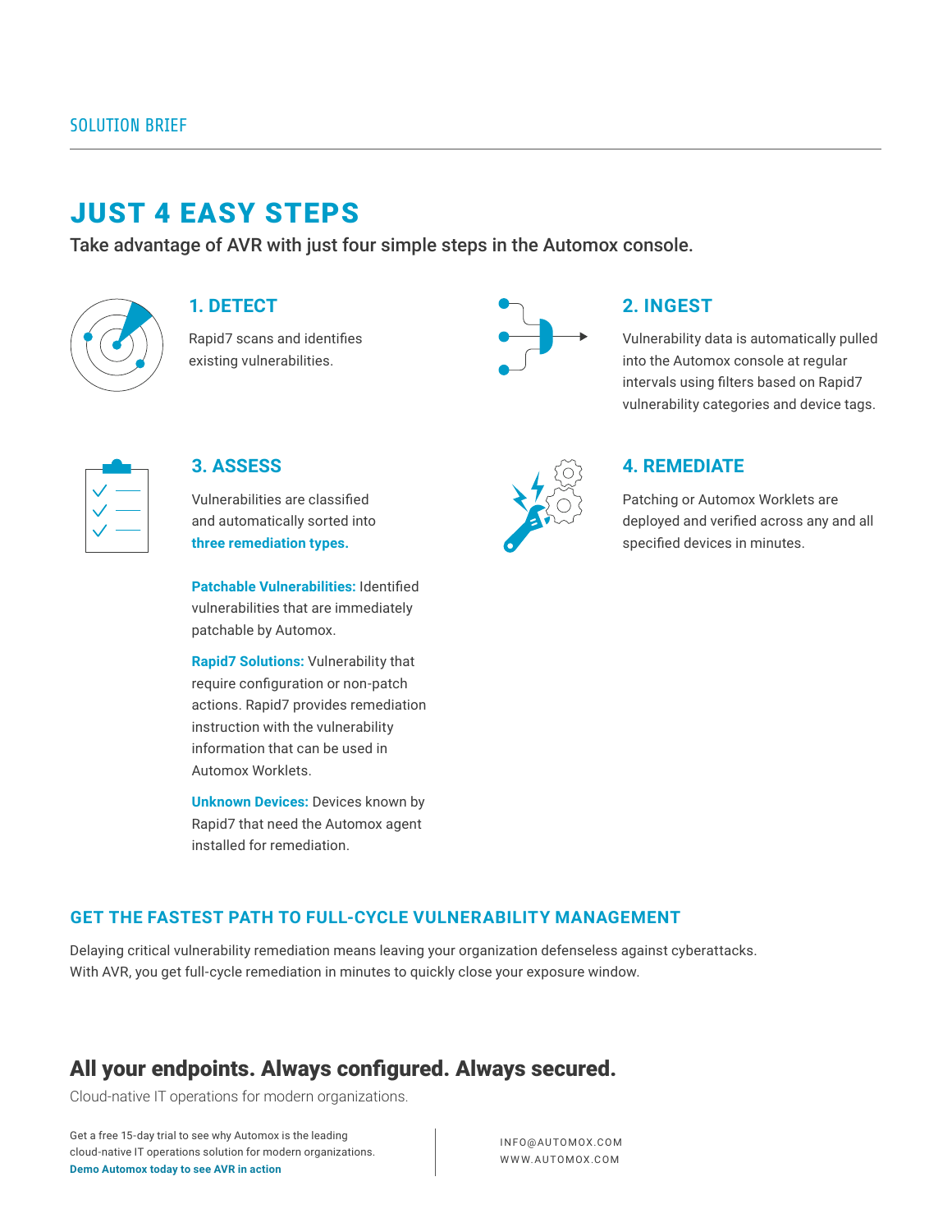SOLUTION BRIEF

# JUST 4 EASY STEPS

Take advantage of AVR with just four simple steps in the Automox console.

### 1. DETECT

Rapid7 scans and identifies existing vulnerabilities.

### 2. INGEST

Vulnerability data is automatically pulled into the Automox console at regular intervals using filters based on Rapid7 vulnerability categories and device tags.

### 3. ASSESS

Vulnerabilities are classified and automatically sorted into **three remediation types.**

**Patchable Vulnerabilities:** Identified vulnerabilities that are immediately patchable by Automox.

**Rapid7 Solutions:** Vulnerability that require configuration or non-patch actions. Rapid7 provides remediation instruction with the vulnerability information that can be used in Automox Worklets.

**Unknown Devices:** Devices known by Rapid7 that need the Automox agent installed for remediation.

### 4. REMEDIATE

Patching or Automox Worklets are deployed and verified across any and all specified devices in minutes.

## GET THE FASTEST PATH TO FULL-CYCLE VULNERABILITY MANAGEMENT

Delaying critical vulnerability remediation means leaving your organization defenseless against cyberattacks. With AVR, you get full-cycle remediation in minutes to quickly close your exposure window.

## All your endpoints. Always configured. Always secured.

Cloud-native IT operations for modern organizations.

Get a free 15-day trial to see why Automox is the leading cloud-native IT operations solution for modern organizations.
**Demo Automox today to see AVR in action**

INFO@AUTOMOX.COM
WWW.AUTOMOX.COM